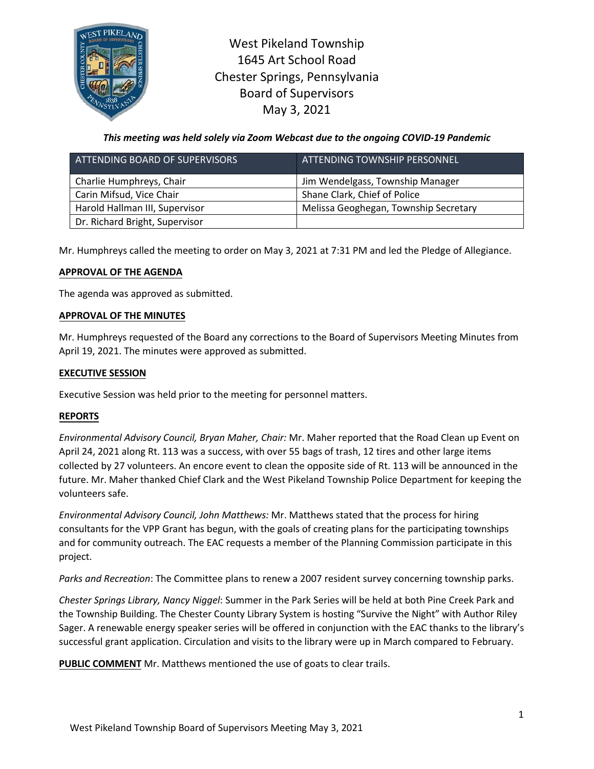# West Pikeland Township
1645 Art School Road
Chester Springs, Pennsylvania
Board of Supervisors
May 3, 2021

***This meeting was held solely via Zoom Webcast due to the ongoing COVID-19 Pandemic***

| ATTENDING BOARD OF SUPERVISORS | ATTENDING TOWNSHIP PERSONNEL |
| --- | --- |
| Charlie Humphreys, Chair | Jim Wendelgass, Township Manager |
| Carin Mifsud, Vice Chair | Shane Clark, Chief of Police |
| Harold Hallman III, Supervisor | Melissa Geoghegan, Township Secretary |
| Dr. Richard Bright, Supervisor | |

Mr. Humphreys called the meeting to order on May 3, 2021 at 7:31 PM and led the Pledge of Allegiance.

## APPROVAL OF THE AGENDA

The agenda was approved as submitted.

## APPROVAL OF THE MINUTES

Mr. Humphreys requested of the Board any corrections to the Board of Supervisors Meeting Minutes from April 19, 2021. The minutes were approved as submitted.

## EXECUTIVE SESSION

Executive Session was held prior to the meeting for personnel matters.

## REPORTS

*Environmental Advisory Council, Bryan Maher, Chair:* Mr. Maher reported that the Road Clean up Event on April 24, 2021 along Rt. 113 was a success, with over 55 bags of trash, 12 tires and other large items collected by 27 volunteers. An encore event to clean the opposite side of Rt. 113 will be announced in the future. Mr. Maher thanked Chief Clark and the West Pikeland Township Police Department for keeping the volunteers safe.

*Environmental Advisory Council, John Matthews:* Mr. Matthews stated that the process for hiring consultants for the VPP Grant has begun, with the goals of creating plans for the participating townships and for community outreach. The EAC requests a member of the Planning Commission participate in this project.

*Parks and Recreation*: The Committee plans to renew a 2007 resident survey concerning township parks.

*Chester Springs Library, Nancy Niggel*: Summer in the Park Series will be held at both Pine Creek Park and the Township Building. The Chester County Library System is hosting "Survive the Night" with Author Riley Sager. A renewable energy speaker series will be offered in conjunction with the EAC thanks to the library's successful grant application. Circulation and visits to the library were up in March compared to February.

**PUBLIC COMMENT** Mr. Matthews mentioned the use of goats to clear trails.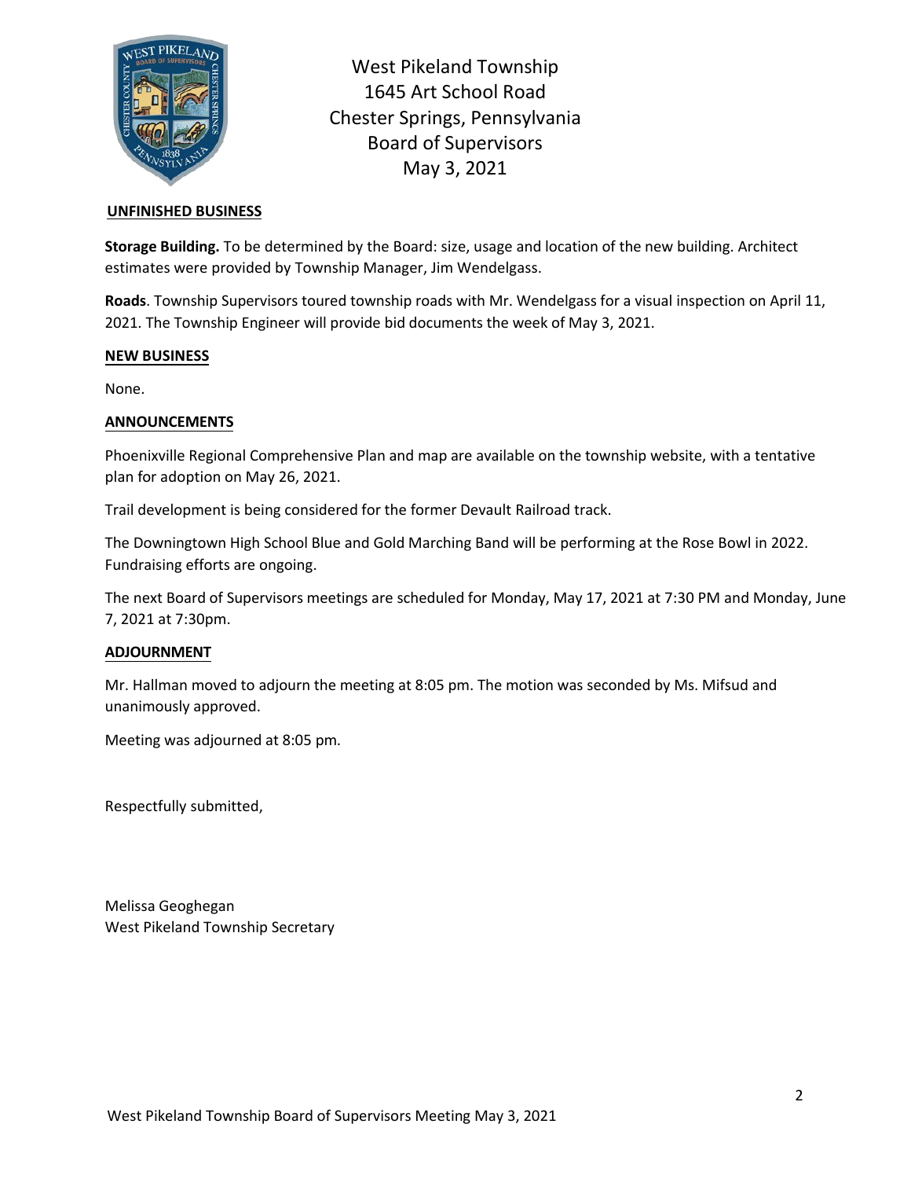West Pikeland Township
1645 Art School Road
Chester Springs, Pennsylvania
Board of Supervisors
May 3, 2021

## UNFINISHED BUSINESS

**Storage Building.** To be determined by the Board: size, usage and location of the new building. Architect estimates were provided by Township Manager, Jim Wendelgass.

**Roads**. Township Supervisors toured township roads with Mr. Wendelgass for a visual inspection on April 11, 2021. The Township Engineer will provide bid documents the week of May 3, 2021.

## NEW BUSINESS

None.

## ANNOUNCEMENTS

Phoenixville Regional Comprehensive Plan and map are available on the township website, with a tentative plan for adoption on May 26, 2021.

Trail development is being considered for the former Devault Railroad track.

The Downingtown High School Blue and Gold Marching Band will be performing at the Rose Bowl in 2022. Fundraising efforts are ongoing.

The next Board of Supervisors meetings are scheduled for Monday, May 17, 2021 at 7:30 PM and Monday, June 7, 2021 at 7:30pm.

## ADJOURNMENT

Mr. Hallman moved to adjourn the meeting at 8:05 pm. The motion was seconded by Ms. Mifsud and unanimously approved.

Meeting was adjourned at 8:05 pm.

Respectfully submitted,

Melissa Geoghegan
West Pikeland Township Secretary